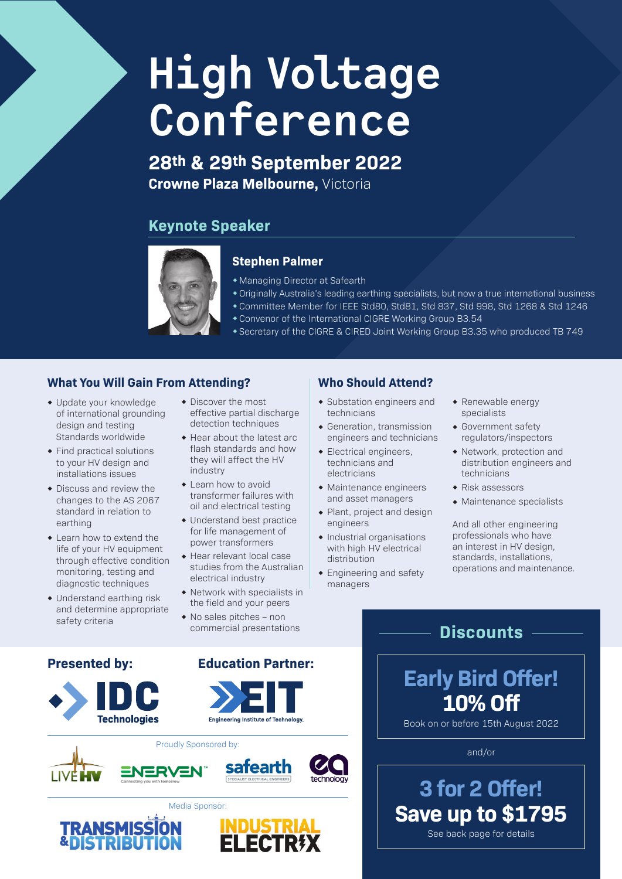# High Voltage Conference

## 28th & 29th September 2022

**Crowne Plaza Melbourne,** Victoria

## Keynote Speaker

### Stephen Palmer

- Managing Director at Safearth
- Originally Australia's leading earthing specialists, but now a true international business
- Committee Member for IEEE Std80, Std81, Std 837, Std 998, Std 1268 & Std 1246
- Convenor of the International CIGRE Working Group B3.54
- Secretary of the CIGRE & CIRED Joint Working Group B3.35 who produced TB 749

## What You Will Gain From Attending?

- Update your knowledge of international grounding design and testing Standards worldwide
- Find practical solutions to your HV design and installations issues
- Discuss and review the changes to the AS 2067 standard in relation to earthing
- Learn how to extend the life of your HV equipment through effective condition monitoring, testing and diagnostic techniques
- Understand earthing risk and determine appropriate safety criteria
- Discover the most effective partial discharge detection techniques
- Hear about the latest arc flash standards and how they will affect the HV industry
- Learn how to avoid transformer failures with oil and electrical testing
- Understand best practice for life management of power transformers
- Hear relevant local case studies from the Australian electrical industry
- Network with specialists in the field and your peers
- No sales pitches – non commercial presentations

## Who Should Attend?

- Substation engineers and technicians
- Generation, transmission engineers and technicians
- Electrical engineers, technicians and electricians
- Maintenance engineers and asset managers
- Plant, project and design engineers
- Industrial organisations with high HV electrical distribution
- Engineering and safety managers
- Renewable energy specialists
- Government safety regulators/inspectors
- Network, protection and distribution engineers and technicians
- Risk assessors
- Maintenance specialists

And all other engineering professionals who have an interest in HV design, standards, installations, operations and maintenance.

## Presented by:

IDC Technologies

## Education Partner:

EIT Engineering Institute of Technology.

Proudly Sponsored by:

LIVE HV, ENERVEN Connecting you with tomorrow, safearth Specialist Electrical Engineers, ea technology

Media Sponsor:

Transmission & Distribution, Industrial Electrix

## Discounts

**Early Bird Offer!**
**10% Off**

Book on or before 15th August 2022

and/or

**3 for 2 Offer!**
**Save up to $1795**

See back page for details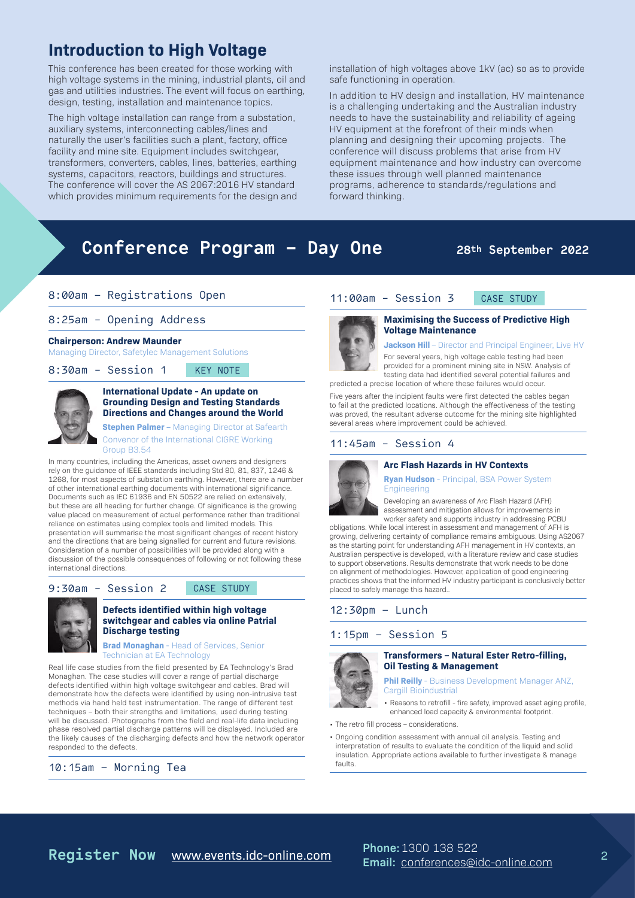# Introduction to High Voltage

This conference has been created for those working with high voltage systems in the mining, industrial plants, oil and gas and utilities industries. The event will focus on earthing, design, testing, installation and maintenance topics.

The high voltage installation can range from a substation, auxiliary systems, interconnecting cables/lines and naturally the user's facilities such a plant, factory, office facility and mine site. Equipment includes switchgear, transformers, converters, cables, lines, batteries, earthing systems, capacitors, reactors, buildings and structures. The conference will cover the AS 2067:2016 HV standard which provides minimum requirements for the design and installation of high voltages above 1kV (ac) so as to provide safe functioning in operation.

In addition to HV design and installation, HV maintenance is a challenging undertaking and the Australian industry needs to have the sustainability and reliability of ageing HV equipment at the forefront of their minds when planning and designing their upcoming projects. The conference will discuss problems that arise from HV equipment maintenance and how industry can overcome these issues through well planned maintenance programs, adherence to standards/regulations and forward thinking.

# Conference Program – Day One

**28th September 2022**

## 8:00am – Registrations Open

## 8:25am – Opening Address

**Chairperson: Andrew Maunder**
Managing Director, Safetylec Management Solutions

## 8:30am – Session 1 — KEY NOTE

### International Update - An update on Grounding Design and Testing Standards Directions and Changes around the World

**Stephen Palmer** – Managing Director at Safearth
Convenor of the International CIGRE Working Group B3.54

In many countries, including the Americas, asset owners and designers rely on the guidance of IEEE standards including Std 80, 81, 837, 1246 & 1268, for most aspects of substation earthing. However, there are a number of other international earthing documents with international significance. Documents such as IEC 61936 and EN 50522 are relied on extensively, but these are all heading for further change. Of significance is the growing value placed on measurement of actual performance rather than traditional reliance on estimates using complex tools and limited models. This presentation will summarise the most significant changes of recent history and the directions that are being signalled for current and future revisions. Consideration of a number of possibilities will be provided along with a discussion of the possible consequences of following or not following these international directions.

## 9:30am – Session 2 — CASE STUDY

### Defects identified within high voltage switchgear and cables via online Patrial Discharge testing

**Brad Monaghan** - Head of Services, Senior Technician at EA Technology

Real life case studies from the field presented by EA Technology's Brad Monaghan. The case studies will cover a range of partial discharge defects identified within high voltage switchgear and cables. Brad will demonstrate how the defects were identified by using non-intrusive test methods via hand held test instrumentation. The range of different test techniques – both their strengths and limitations, used during testing will be discussed. Photographs from the field and real-life data including phase resolved partial discharge patterns will be displayed. Included are the likely causes of the discharging defects and how the network operator responded to the defects.

## 10:15am – Morning Tea

## 11:00am - Session 3 — CASE STUDY

### Maximising the Success of Predictive High Voltage Maintenance

**Jackson Hill** – Director and Principal Engineer, Live HV

For several years, high voltage cable testing had been provided for a prominent mining site in NSW. Analysis of testing data had identified several potential failures and predicted a precise location of where these failures would occur.

Five years after the incipient faults were first detected the cables began to fail at the predicted locations. Although the effectiveness of the testing was proved, the resultant adverse outcome for the mining site highlighted several areas where improvement could be achieved.

## 11:45am - Session 4

### Arc Flash Hazards in HV Contexts

**Ryan Hudson** - Principal, BSA Power System Engineering

Developing an awareness of Arc Flash Hazard (AFH) assessment and mitigation allows for improvements in worker safety and supports industry in addressing PCBU obligations. While local interest in assessment and management of AFH is growing, delivering certainty of compliance remains ambiguous. Using AS2067 as the starting point for understanding AFH management in HV contexts, an Australian perspective is developed, with a literature review and case studies to support observations. Results demonstrate that work needs to be done on alignment of methodologies. However, application of good engineering practices shows that the informed HV industry participant is conclusively better placed to safely manage this hazard..

## 12:30pm – Lunch

## 1:15pm – Session 5

### Transformers – Natural Ester Retro-filling, Oil Testing & Management

**Phil Reilly** - Business Development Manager ANZ, Cargill Bioindustrial

- Reasons to retrofill - fire safety, improved asset aging profile, enhanced load capacity & environmental footprint.
- The retro fill process – considerations.
- Ongoing condition assessment with annual oil analysis. Testing and interpretation of results to evaluate the condition of the liquid and solid insulation. Appropriate actions available to further investigate & manage faults.

**Register Now** www.events.idc-online.com

**Phone:** 1300 138 522
**Email:** conferences@idc-online.com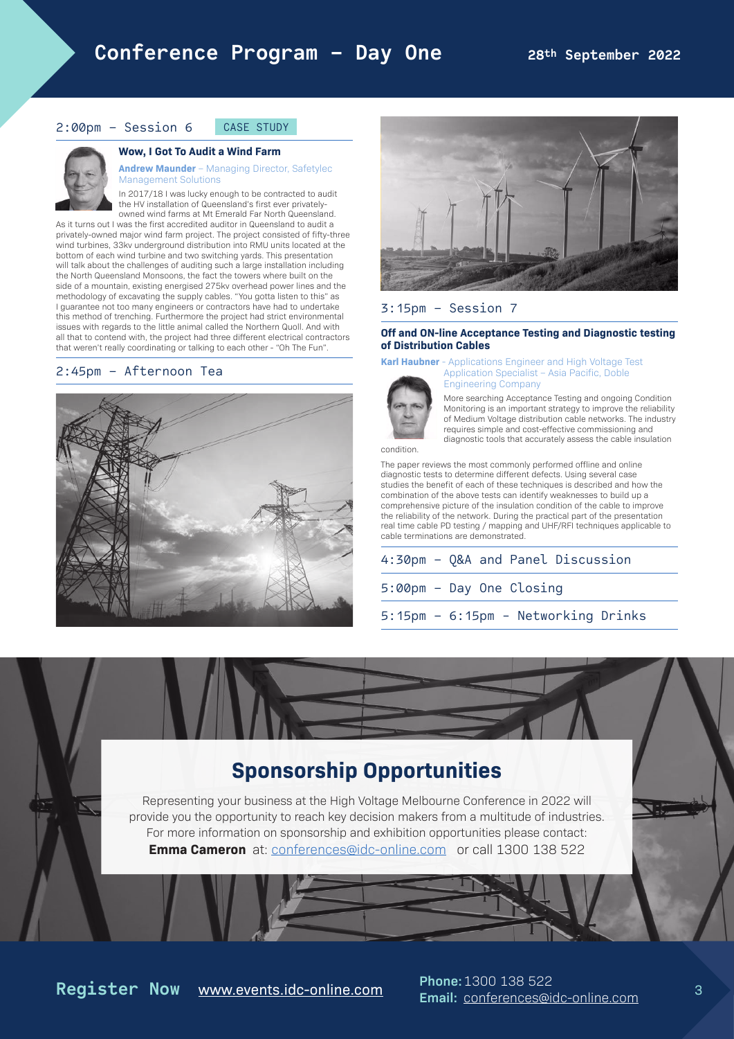# Conference Program – Day One

28th September 2022

## 2:00pm – Session 6

CASE STUDY

### Wow, I Got To Audit a Wind Farm

**Andrew Maunder** – Managing Director, Safetylec Management Solutions

In 2017/18 I was lucky enough to be contracted to audit the HV installation of Queensland's first ever privately-owned wind farms at Mt Emerald Far North Queensland. As it turns out I was the first accredited auditor in Queensland to audit a privately-owned major wind farm project. The project consisted of fifty-three wind turbines, 33kv underground distribution into RMU units located at the bottom of each wind turbine and two switching yards. This presentation will talk about the challenges of auditing such a large installation including the North Queensland Monsoons, the fact the towers where built on the side of a mountain, existing energised 275kv overhead power lines and the methodology of excavating the supply cables. "You gotta listen to this" as I guarantee not too many engineers or contractors have had to undertake this method of trenching. Furthermore the project had strict environmental issues with regards to the little animal called the Northern Quoll. And with all that to contend with, the project had three different electrical contractors that weren't really coordinating or talking to each other - "Oh The Fun".

## 2:45pm – Afternoon Tea

## 3:15pm – Session 7

### Off and ON-line Acceptance Testing and Diagnostic testing of Distribution Cables

**Karl Haubner** - Applications Engineer and High Voltage Test Application Specialist – Asia Pacific, Doble Engineering Company

More searching Acceptance Testing and ongoing Condition Monitoring is an important strategy to improve the reliability of Medium Voltage distribution cable networks. The industry requires simple and cost-effective commissioning and diagnostic tools that accurately assess the cable insulation condition.

The paper reviews the most commonly performed offline and online diagnostic tests to determine different defects. Using several case studies the benefit of each of these techniques is described and how the combination of the above tests can identify weaknesses to build up a comprehensive picture of the insulation condition of the cable to improve the reliability of the network. During the practical part of the presentation real time cable PD testing / mapping and UHF/RFI techniques applicable to cable terminations are demonstrated.

## 4:30pm – Q&A and Panel Discussion

## 5:00pm – Day One Closing

## 5:15pm – 6:15pm - Networking Drinks

## Sponsorship Opportunities

Representing your business at the High Voltage Melbourne Conference in 2022 will provide you the opportunity to reach key decision makers from a multitude of industries. For more information on sponsorship and exhibition opportunities please contact: **Emma Cameron** at: conferences@idc-online.com or call 1300 138 522

**Register Now** www.events.idc-online.com

**Phone:** 1300 138 522
**Email:** conferences@idc-online.com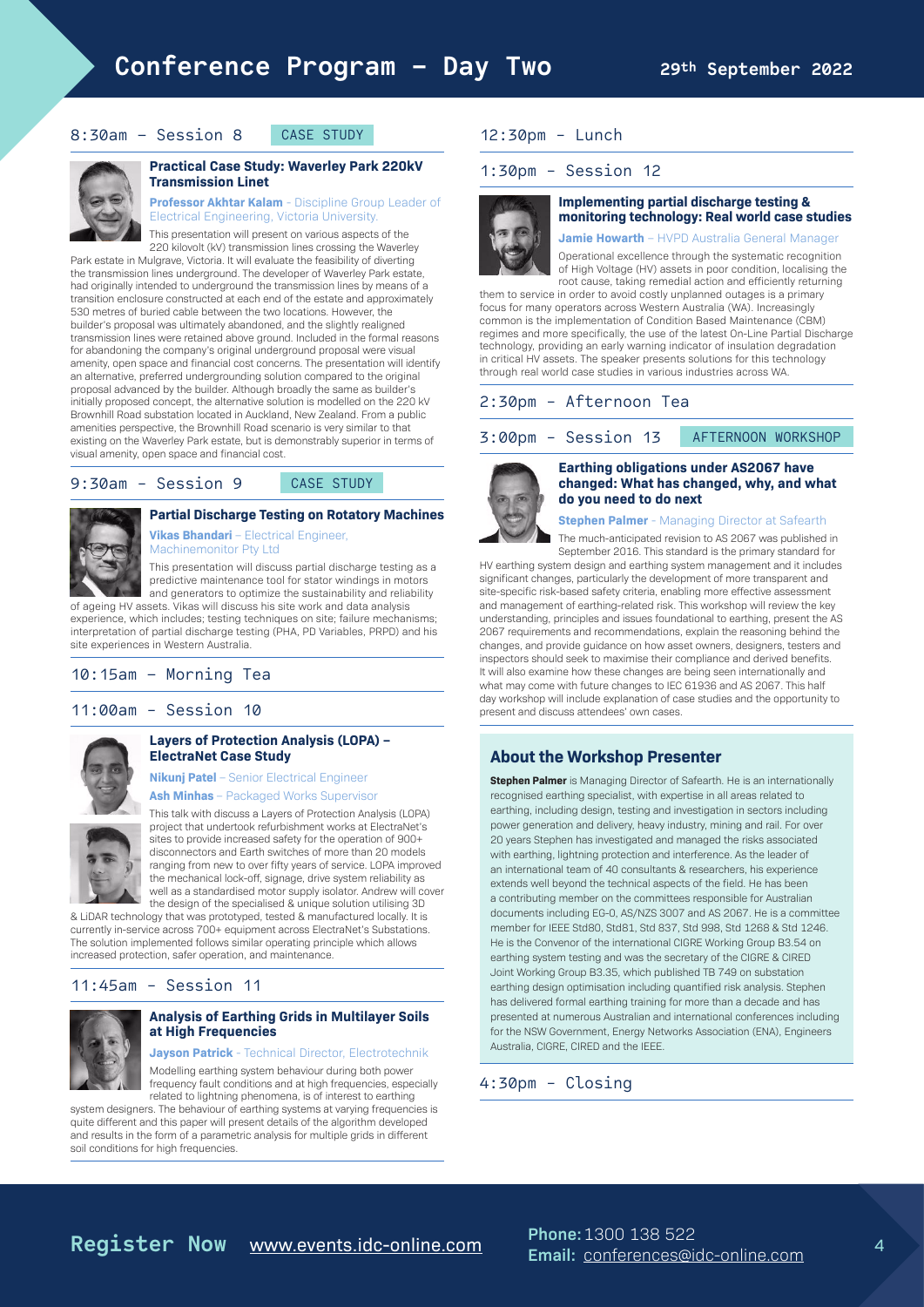# Conference Program – Day Two

**29th September 2022**

## 8:30am – Session 8 CASE STUDY

### Practical Case Study: Waverley Park 220kV Transmission Linet

**Professor Akhtar Kalam** - Discipline Group Leader of Electrical Engineering, Victoria University.

This presentation will present on various aspects of the 220 kilovolt (kV) transmission lines crossing the Waverley Park estate in Mulgrave, Victoria. It will evaluate the feasibility of diverting the transmission lines underground. The developer of Waverley Park estate, had originally intended to underground the transmission lines by means of a transition enclosure constructed at each end of the estate and approximately 530 metres of buried cable between the two locations. However, the builder's proposal was ultimately abandoned, and the slightly realigned transmission lines were retained above ground. Included in the formal reasons for abandoning the company's original underground proposal were visual amenity, open space and financial cost concerns. The presentation will identify an alternative, preferred undergrounding solution compared to the original proposal advanced by the builder. Although broadly the same as builder's initially proposed concept, the alternative solution is modelled on the 220 kV Brownhill Road substation located in Auckland, New Zealand. From a public amenities perspective, the Brownhill Road scenario is very similar to that existing on the Waverley Park estate, but is demonstrably superior in terms of visual amenity, open space and financial cost.

## 9:30am - Session 9 CASE STUDY

### Partial Discharge Testing on Rotatory Machines

**Vikas Bhandari** – Electrical Engineer, Machinemonitor Pty Ltd

This presentation will discuss partial discharge testing as a predictive maintenance tool for stator windings in motors and generators to optimize the sustainability and reliability of ageing HV assets. Vikas will discuss his site work and data analysis experience, which includes; testing techniques on site; failure mechanisms; interpretation of partial discharge testing (PHA, PD Variables, PRPD) and his site experiences in Western Australia.

## 10:15am – Morning Tea

## 11:00am - Session 10

### Layers of Protection Analysis (LOPA) – ElectraNet Case Study

**Nikunj Patel** – Senior Electrical Engineer

**Ash Minhas** – Packaged Works Supervisor

This talk with discuss a Layers of Protection Analysis (LOPA) project that undertook refurbishment works at ElectraNet's sites to provide increased safety for the operation of 900+ disconnectors and Earth switches of more than 20 models ranging from new to over fifty years of service. LOPA improved the mechanical lock-off, signage, drive system reliability as well as a standardised motor supply isolator. Andrew will cover the design of the specialised & unique solution utilising 3D & LiDAR technology that was prototyped, tested & manufactured locally. It is currently in-service across 700+ equipment across ElectraNet's Substations. The solution implemented follows similar operating principle which allows increased protection, safer operation, and maintenance.

## 11:45am - Session 11

### Analysis of Earthing Grids in Multilayer Soils at High Frequencies

**Jayson Patrick** - Technical Director, Electrotechnik

Modelling earthing system behaviour during both power frequency fault conditions and at high frequencies, especially related to lightning phenomena, is of interest to earthing system designers. The behaviour of earthing systems at varying frequencies is quite different and this paper will present details of the algorithm developed and results in the form of a parametric analysis for multiple grids in different soil conditions for high frequencies.

## 12:30pm - Lunch

## 1:30pm - Session 12

### Implementing partial discharge testing & monitoring technology: Real world case studies

**Jamie Howarth** – HVPD Australia General Manager

Operational excellence through the systematic recognition of High Voltage (HV) assets in poor condition, localising the root cause, taking remedial action and efficiently returning them to service in order to avoid costly unplanned outages is a primary focus for many operators across Western Australia (WA). Increasingly common is the implementation of Condition Based Maintenance (CBM) regimes and more specifically, the use of the latest On-Line Partial Discharge technology, providing an early warning indicator of insulation degradation in critical HV assets. The speaker presents solutions for this technology through real world case studies in various industries across WA.

## 2:30pm - Afternoon Tea

## 3:00pm - Session 13 AFTERNOON WORKSHOP

### Earthing obligations under AS2067 have changed: What has changed, why, and what do you need to do next

**Stephen Palmer** - Managing Director at Safearth

The much-anticipated revision to AS 2067 was published in September 2016. This standard is the primary standard for HV earthing system design and earthing system management and it includes significant changes, particularly the development of more transparent and site-specific risk-based safety criteria, enabling more effective assessment and management of earthing-related risk. This workshop will review the key understanding, principles and issues foundational to earthing, present the AS 2067 requirements and recommendations, explain the reasoning behind the changes, and provide guidance on how asset owners, designers, testers and inspectors should seek to maximise their compliance and derived benefits. It will also examine how these changes are being seen internationally and what may come with future changes to IEC 61936 and AS 2067. This half day workshop will include explanation of case studies and the opportunity to present and discuss attendees' own cases.

### About the Workshop Presenter

**Stephen Palmer** is Managing Director of Safearth. He is an internationally recognised earthing specialist, with expertise in all areas related to earthing, including design, testing and investigation in sectors including power generation and delivery, heavy industry, mining and rail. For over 20 years Stephen has investigated and managed the risks associated with earthing, lightning protection and interference. As the leader of an international team of 40 consultants & researchers, his experience extends well beyond the technical aspects of the field. He has been a contributing member on the committees responsible for Australian documents including EG-0, AS/NZS 3007 and AS 2067. He is a committee member for IEEE Std80, Std81, Std 837, Std 998, Std 1268 & Std 1246. He is the Convenor of the international CIGRE Working Group B3.54 on earthing system testing and was the secretary of the CIGRE & CIRED Joint Working Group B3.35, which published TB 749 on substation earthing design optimisation including quantified risk analysis. Stephen has delivered formal earthing training for more than a decade and has presented at numerous Australian and international conferences including for the NSW Government, Energy Networks Association (ENA), Engineers Australia, CIGRE, CIRED and the IEEE.

## 4:30pm - Closing

**Register Now** www.events.idc-online.com

**Phone:** 1300 138 522
**Email:** conferences@idc-online.com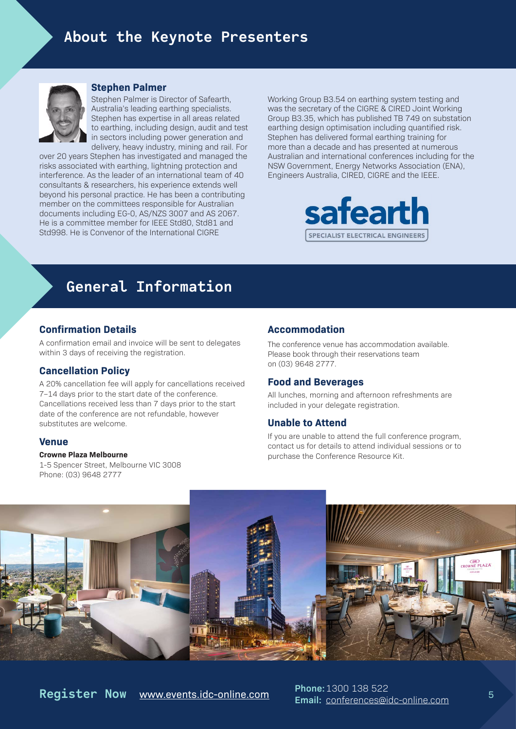## About the Keynote Presenters

### Stephen Palmer

Stephen Palmer is Director of Safearth, Australia's leading earthing specialists. Stephen has expertise in all areas related to earthing, including design, audit and test in sectors including power generation and delivery, heavy industry, mining and rail. For over 20 years Stephen has investigated and managed the risks associated with earthing, lightning protection and interference. As the leader of an international team of 40 consultants & researchers, his experience extends well beyond his personal practice. He has been a contributing member on the committees responsible for Australian documents including EG-0, AS/NZS 3007 and AS 2067. He is a committee member for IEEE Std80, Std81 and Std998. He is Convenor of the International CIGRE Working Group B3.54 on earthing system testing and was the secretary of the CIGRE & CIRED Joint Working Group B3.35, which has published TB 749 on substation earthing design optimisation including quantified risk. Stephen has delivered formal earthing training for more than a decade and has presented at numerous Australian and international conferences including for the NSW Government, Energy Networks Association (ENA), Engineers Australia, CIRED, CIGRE and the IEEE.

safearth
SPECIALIST ELECTRICAL ENGINEERS

## General Information

### Confirmation Details

A confirmation email and invoice will be sent to delegates within 3 days of receiving the registration.

### Cancellation Policy

A 20% cancellation fee will apply for cancellations received 7–14 days prior to the start date of the conference. Cancellations received less than 7 days prior to the start date of the conference are not refundable, however substitutes are welcome.

### Venue

**Crowne Plaza Melbourne**
1-5 Spencer Street, Melbourne VIC 3008
Phone: (03) 9648 2777

### Accommodation

The conference venue has accommodation available. Please book through their reservations team on (03) 9648 2777.

### Food and Beverages

All lunches, morning and afternoon refreshments are included in your delegate registration.

### Unable to Attend

If you are unable to attend the full conference program, contact us for details to attend individual sessions or to purchase the Conference Resource Kit.

**Register Now** www.events.idc-online.com

**Phone:** 1300 138 522
**Email:** conferences@idc-online.com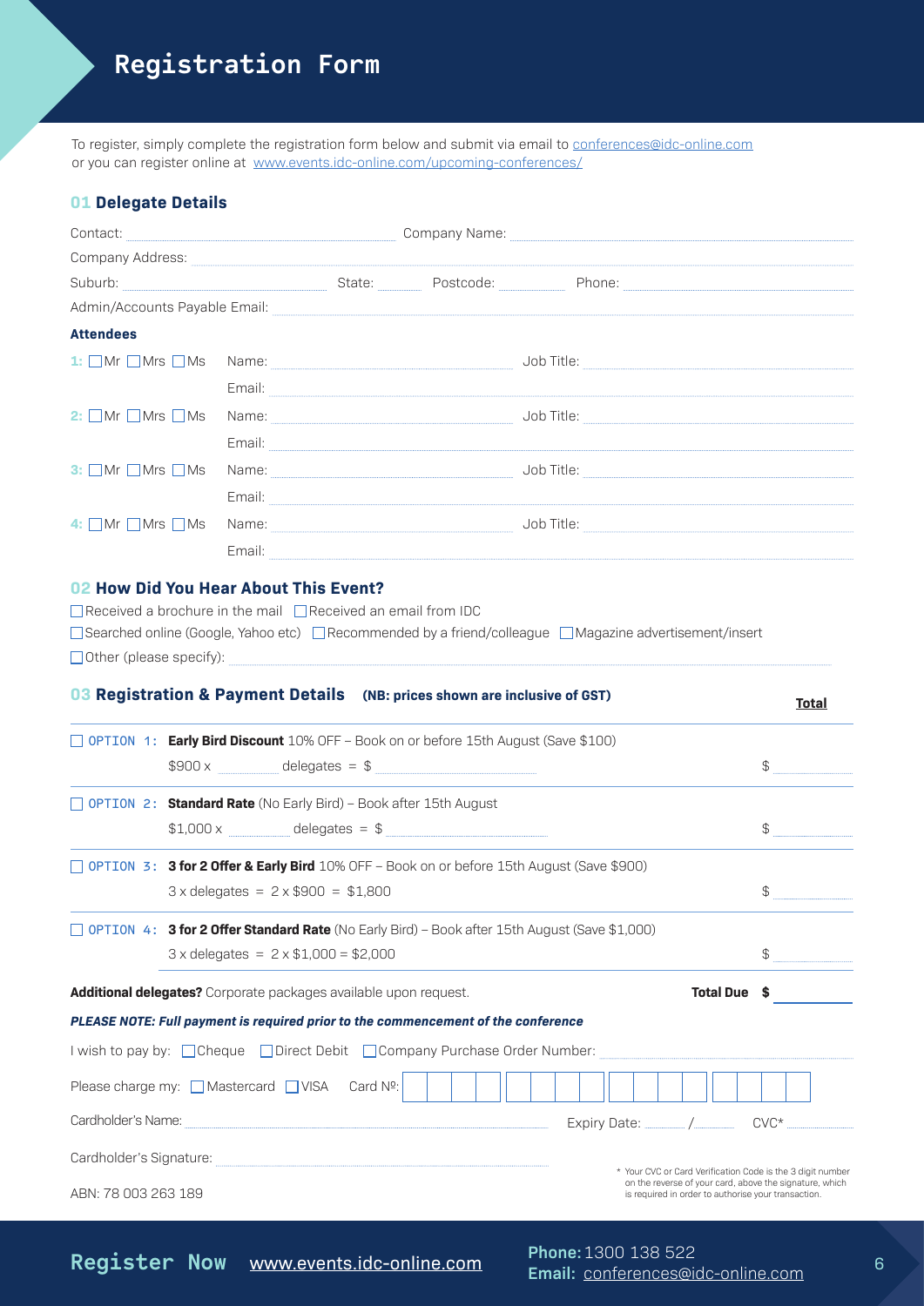# Registration Form

To register, simply complete the registration form below and submit via email to conferences@idc-online.com or you can register online at www.events.idc-online.com/upcoming-conferences/

## 01 Delegate Details

Contact: ______________________ Company Name: ______________________

Company Address: ______________________

Suburb: ______________ State: ______ Postcode: ______ Phone: ______________

Admin/Accounts Payable Email: ______________________

### Attendees

1: ☐Mr ☐Mrs ☐Ms Name: ______________ Job Title: ______________
Email: ______________________

2: ☐Mr ☐Mrs ☐Ms Name: ______________ Job Title: ______________
Email: ______________________

3: ☐Mr ☐Mrs ☐Ms Name: ______________ Job Title: ______________
Email: ______________________

4: ☐Mr ☐Mrs ☐Ms Name: ______________ Job Title: ______________
Email: ______________________

## 02 How Did You Hear About This Event?

☐Received a brochure in the mail ☐Received an email from IDC

☐Searched online (Google, Yahoo etc) ☐Recommended by a friend/colleague ☐Magazine advertisement/insert

☐Other (please specify): ______________________

## 03 Registration & Payment Details (NB: prices shown are inclusive of GST)

| | | Total |
|---|---|---|
| ☐ OPTION 1: | **Early Bird Discount** 10% OFF – Book on or before 15th August (Save $100)<br>$900 x ______ delegates = $ ______ | $ ______ |
| ☐ OPTION 2: | **Standard Rate** (No Early Bird) – Book after 15th August<br>$1,000 x ______ delegates = $ ______ | $ ______ |
| ☐ OPTION 3: | **3 for 2 Offer & Early Bird** 10% OFF – Book on or before 15th August (Save $900)<br>3 x delegates = 2 x $900 = $1,800 | $ ______ |
| ☐ OPTION 4: | **3 for 2 Offer Standard Rate** (No Early Bird) – Book after 15th August (Save $1,000)<br>3 x delegates = 2 x $1,000 = $2,000 | $ ______ |

**Additional delegates?** Corporate packages available upon request. **Total Due $** ______

***PLEASE NOTE: Full payment is required prior to the commencement of the conference***

I wish to pay by: ☐Cheque ☐Direct Debit ☐Company Purchase Order Number: ______________

Please charge my: ☐Mastercard ☐VISA Card Nº: ____ ____ ____ ____

Cardholder's Name: ______________________ Expiry Date: ____ / ____ CVC* ______

Cardholder's Signature: ______________________

\* Your CVC or Card Verification Code is the 3 digit number on the reverse of your card, above the signature, which is required in order to authorise your transaction.

ABN: 78 003 263 189

**Register Now** www.events.idc-online.com

**Phone:** 1300 138 522
**Email:** conferences@idc-online.com